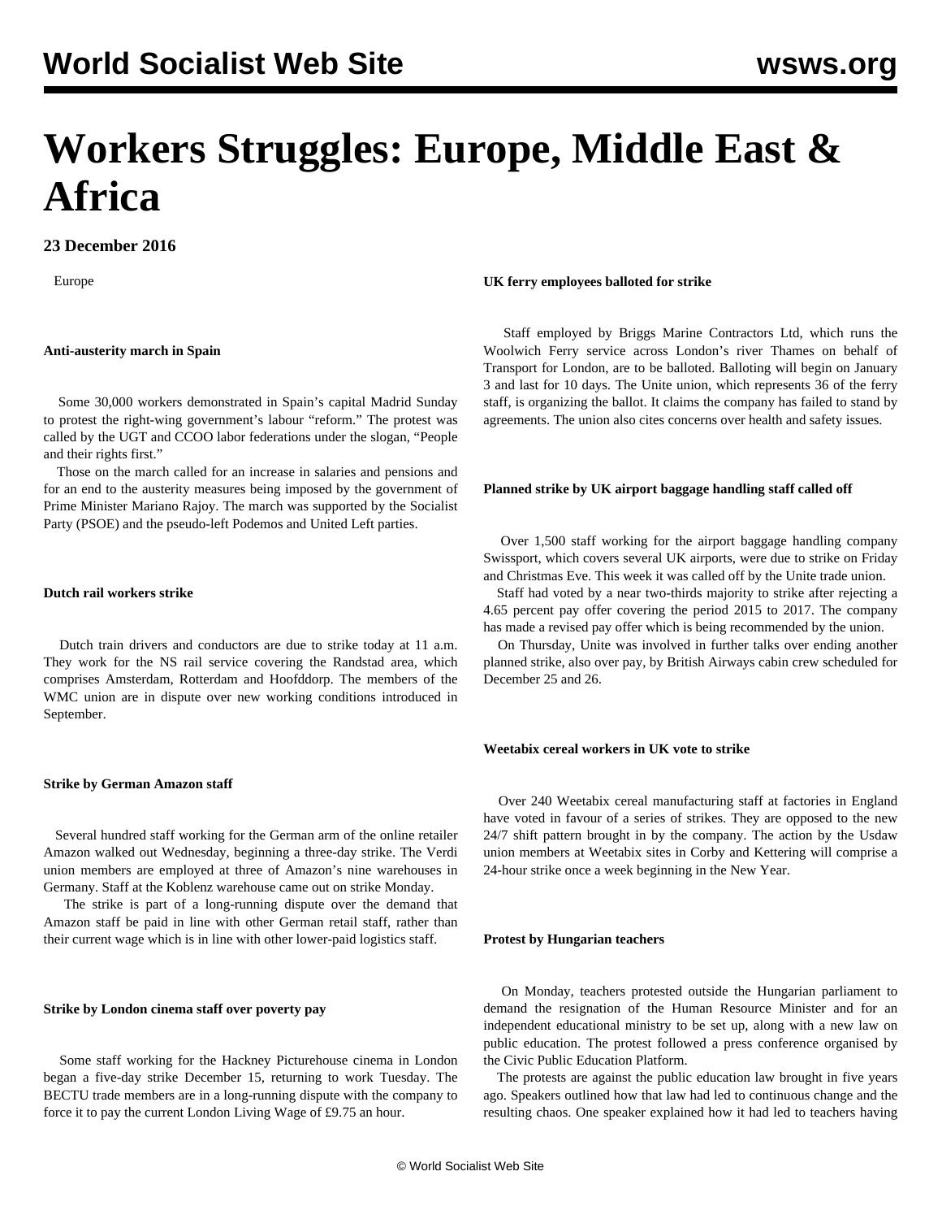# Workers Struggles: Europe, Middle East & Africa

**23 December 2016**

Europe

**Anti-austerity march in Spain**

Some 30,000 workers demonstrated in Spain's capital Madrid Sunday to protest the right-wing government's labour "reform." The protest was called by the UGT and CCOO labor federations under the slogan, "People and their rights first."

Those on the march called for an increase in salaries and pensions and for an end to the austerity measures being imposed by the government of Prime Minister Mariano Rajoy. The march was supported by the Socialist Party (PSOE) and the pseudo-left Podemos and United Left parties.

**Dutch rail workers strike**

Dutch train drivers and conductors are due to strike today at 11 a.m. They work for the NS rail service covering the Randstad area, which comprises Amsterdam, Rotterdam and Hoofddorp. The members of the WMC union are in dispute over new working conditions introduced in September.

**Strike by German Amazon staff**

Several hundred staff working for the German arm of the online retailer Amazon walked out Wednesday, beginning a three-day strike. The Verdi union members are employed at three of Amazon's nine warehouses in Germany. Staff at the Koblenz warehouse came out on strike Monday.

The strike is part of a long-running dispute over the demand that Amazon staff be paid in line with other German retail staff, rather than their current wage which is in line with other lower-paid logistics staff.

**Strike by London cinema staff over poverty pay**

Some staff working for the Hackney Picturehouse cinema in London began a five-day strike December 15, returning to work Tuesday. The BECTU trade members are in a long-running dispute with the company to force it to pay the current London Living Wage of £9.75 an hour.

**UK ferry employees balloted for strike**

Staff employed by Briggs Marine Contractors Ltd, which runs the Woolwich Ferry service across London's river Thames on behalf of Transport for London, are to be balloted. Balloting will begin on January 3 and last for 10 days. The Unite union, which represents 36 of the ferry staff, is organizing the ballot. It claims the company has failed to stand by agreements. The union also cites concerns over health and safety issues.

**Planned strike by UK airport baggage handling staff called off**

Over 1,500 staff working for the airport baggage handling company Swissport, which covers several UK airports, were due to strike on Friday and Christmas Eve. This week it was called off by the Unite trade union.

Staff had voted by a near two-thirds majority to strike after rejecting a 4.65 percent pay offer covering the period 2015 to 2017. The company has made a revised pay offer which is being recommended by the union.

On Thursday, Unite was involved in further talks over ending another planned strike, also over pay, by British Airways cabin crew scheduled for December 25 and 26.

**Weetabix cereal workers in UK vote to strike**

Over 240 Weetabix cereal manufacturing staff at factories in England have voted in favour of a series of strikes. They are opposed to the new 24/7 shift pattern brought in by the company. The action by the Usdaw union members at Weetabix sites in Corby and Kettering will comprise a 24-hour strike once a week beginning in the New Year.

**Protest by Hungarian teachers**

On Monday, teachers protested outside the Hungarian parliament to demand the resignation of the Human Resource Minister and for an independent educational ministry to be set up, along with a new law on public education. The protest followed a press conference organised by the Civic Public Education Platform.

The protests are against the public education law brought in five years ago. Speakers outlined how that law had led to continuous change and the resulting chaos. One speaker explained how it had led to teachers having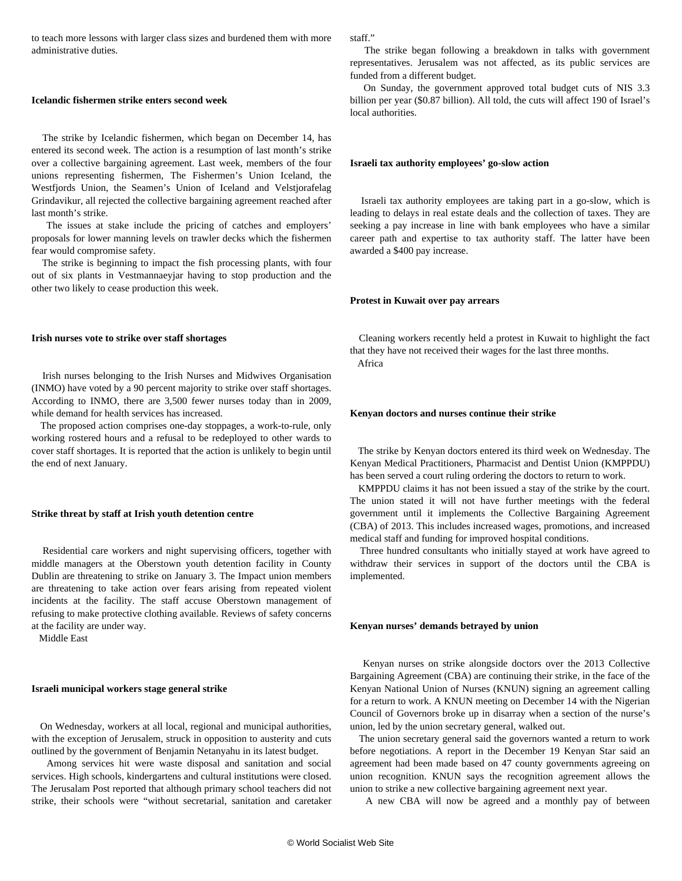to teach more lessons with larger class sizes and burdened them with more administrative duties.

**Icelandic fishermen strike enters second week**

The strike by Icelandic fishermen, which began on December 14, has entered its second week. The action is a resumption of last month's strike over a collective bargaining agreement. Last week, members of the four unions representing fishermen, The Fishermen's Union Iceland, the Westfjords Union, the Seamen's Union of Iceland and Velstjorafelag Grindavikur, all rejected the collective bargaining agreement reached after last month's strike.

The issues at stake include the pricing of catches and employers' proposals for lower manning levels on trawler decks which the fishermen fear would compromise safety.

The strike is beginning to impact the fish processing plants, with four out of six plants in Vestmannaeyjar having to stop production and the other two likely to cease production this week.

**Irish nurses vote to strike over staff shortages**

Irish nurses belonging to the Irish Nurses and Midwives Organisation (INMO) have voted by a 90 percent majority to strike over staff shortages. According to INMO, there are 3,500 fewer nurses today than in 2009, while demand for health services has increased.

The proposed action comprises one-day stoppages, a work-to-rule, only working rostered hours and a refusal to be redeployed to other wards to cover staff shortages. It is reported that the action is unlikely to begin until the end of next January.

**Strike threat by staff at Irish youth detention centre**

Residential care workers and night supervising officers, together with middle managers at the Oberstown youth detention facility in County Dublin are threatening to strike on January 3. The Impact union members are threatening to take action over fears arising from repeated violent incidents at the facility. The staff accuse Oberstown management of refusing to make protective clothing available. Reviews of safety concerns at the facility are under way.

Middle East

**Israeli municipal workers stage general strike**

On Wednesday, workers at all local, regional and municipal authorities, with the exception of Jerusalem, struck in opposition to austerity and cuts outlined by the government of Benjamin Netanyahu in its latest budget.

Among services hit were waste disposal and sanitation and social services. High schools, kindergartens and cultural institutions were closed. The Jerusalam Post reported that although primary school teachers did not strike, their schools were "without secretarial, sanitation and caretaker staff."

The strike began following a breakdown in talks with government representatives. Jerusalem was not affected, as its public services are funded from a different budget.

On Sunday, the government approved total budget cuts of NIS 3.3 billion per year ($0.87 billion). All told, the cuts will affect 190 of Israel's local authorities.

**Israeli tax authority employees' go-slow action**

Israeli tax authority employees are taking part in a go-slow, which is leading to delays in real estate deals and the collection of taxes. They are seeking a pay increase in line with bank employees who have a similar career path and expertise to tax authority staff. The latter have been awarded a $400 pay increase.

**Protest in Kuwait over pay arrears**

Cleaning workers recently held a protest in Kuwait to highlight the fact that they have not received their wages for the last three months.

Africa

**Kenyan doctors and nurses continue their strike**

The strike by Kenyan doctors entered its third week on Wednesday. The Kenyan Medical Practitioners, Pharmacist and Dentist Union (KMPPDU) has been served a court ruling ordering the doctors to return to work.

KMPPDU claims it has not been issued a stay of the strike by the court. The union stated it will not have further meetings with the federal government until it implements the Collective Bargaining Agreement (CBA) of 2013. This includes increased wages, promotions, and increased medical staff and funding for improved hospital conditions.

Three hundred consultants who initially stayed at work have agreed to withdraw their services in support of the doctors until the CBA is implemented.

**Kenyan nurses' demands betrayed by union**

Kenyan nurses on strike alongside doctors over the 2013 Collective Bargaining Agreement (CBA) are continuing their strike, in the face of the Kenyan National Union of Nurses (KNUN) signing an agreement calling for a return to work. A KNUN meeting on December 14 with the Nigerian Council of Governors broke up in disarray when a section of the nurse's union, led by the union secretary general, walked out.

The union secretary general said the governors wanted a return to work before negotiations. A report in the December 19 Kenyan Star said an agreement had been made based on 47 county governments agreeing on union recognition. KNUN says the recognition agreement allows the union to strike a new collective bargaining agreement next year.

A new CBA will now be agreed and a monthly pay of between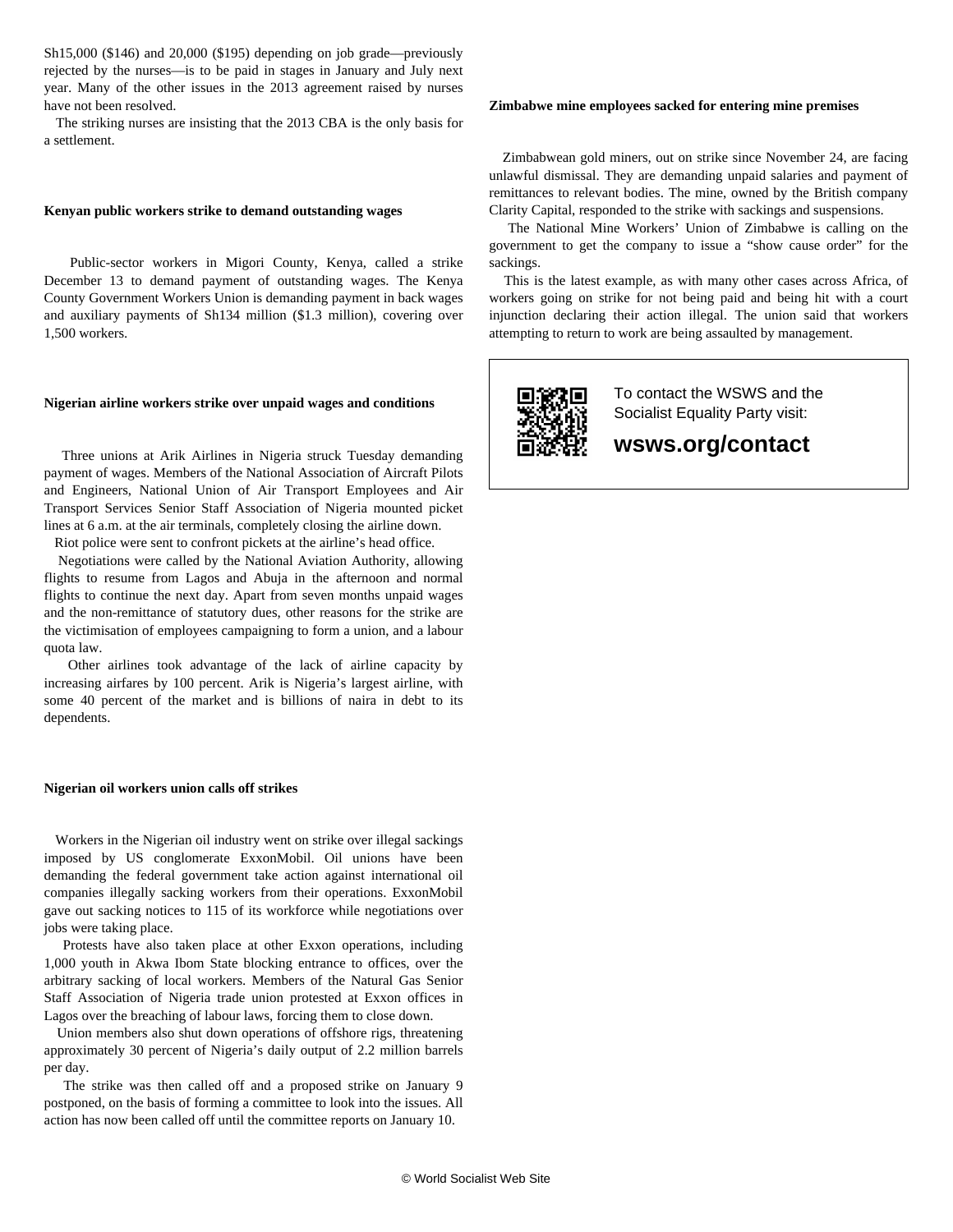Sh15,000 ($146) and 20,000 ($195) depending on job grade—previously rejected by the nurses—is to be paid in stages in January and July next year. Many of the other issues in the 2013 agreement raised by nurses have not been resolved.

The striking nurses are insisting that the 2013 CBA is the only basis for a settlement.

**Kenyan public workers strike to demand outstanding wages**

Public-sector workers in Migori County, Kenya, called a strike December 13 to demand payment of outstanding wages. The Kenya County Government Workers Union is demanding payment in back wages and auxiliary payments of Sh134 million ($1.3 million), covering over 1,500 workers.

**Nigerian airline workers strike over unpaid wages and conditions**

Three unions at Arik Airlines in Nigeria struck Tuesday demanding payment of wages. Members of the National Association of Aircraft Pilots and Engineers, National Union of Air Transport Employees and Air Transport Services Senior Staff Association of Nigeria mounted picket lines at 6 a.m. at the air terminals, completely closing the airline down.

Riot police were sent to confront pickets at the airline's head office.

Negotiations were called by the National Aviation Authority, allowing flights to resume from Lagos and Abuja in the afternoon and normal flights to continue the next day. Apart from seven months unpaid wages and the non-remittance of statutory dues, other reasons for the strike are the victimisation of employees campaigning to form a union, and a labour quota law.

Other airlines took advantage of the lack of airline capacity by increasing airfares by 100 percent. Arik is Nigeria's largest airline, with some 40 percent of the market and is billions of naira in debt to its dependents.

**Nigerian oil workers union calls off strikes**

Workers in the Nigerian oil industry went on strike over illegal sackings imposed by US conglomerate ExxonMobil. Oil unions have been demanding the federal government take action against international oil companies illegally sacking workers from their operations. ExxonMobil gave out sacking notices to 115 of its workforce while negotiations over jobs were taking place.

Protests have also taken place at other Exxon operations, including 1,000 youth in Akwa Ibom State blocking entrance to offices, over the arbitrary sacking of local workers. Members of the Natural Gas Senior Staff Association of Nigeria trade union protested at Exxon offices in Lagos over the breaching of labour laws, forcing them to close down.

Union members also shut down operations of offshore rigs, threatening approximately 30 percent of Nigeria's daily output of 2.2 million barrels per day.

The strike was then called off and a proposed strike on January 9 postponed, on the basis of forming a committee to look into the issues. All action has now been called off until the committee reports on January 10.

**Zimbabwe mine employees sacked for entering mine premises**

Zimbabwean gold miners, out on strike since November 24, are facing unlawful dismissal. They are demanding unpaid salaries and payment of remittances to relevant bodies. The mine, owned by the British company Clarity Capital, responded to the strike with sackings and suspensions.

The National Mine Workers' Union of Zimbabwe is calling on the government to get the company to issue a "show cause order" for the sackings.

This is the latest example, as with many other cases across Africa, of workers going on strike for not being paid and being hit with a court injunction declaring their action illegal. The union said that workers attempting to return to work are being assaulted by management.

To contact the WSWS and the Socialist Equality Party visit:

**wsws.org/contact**